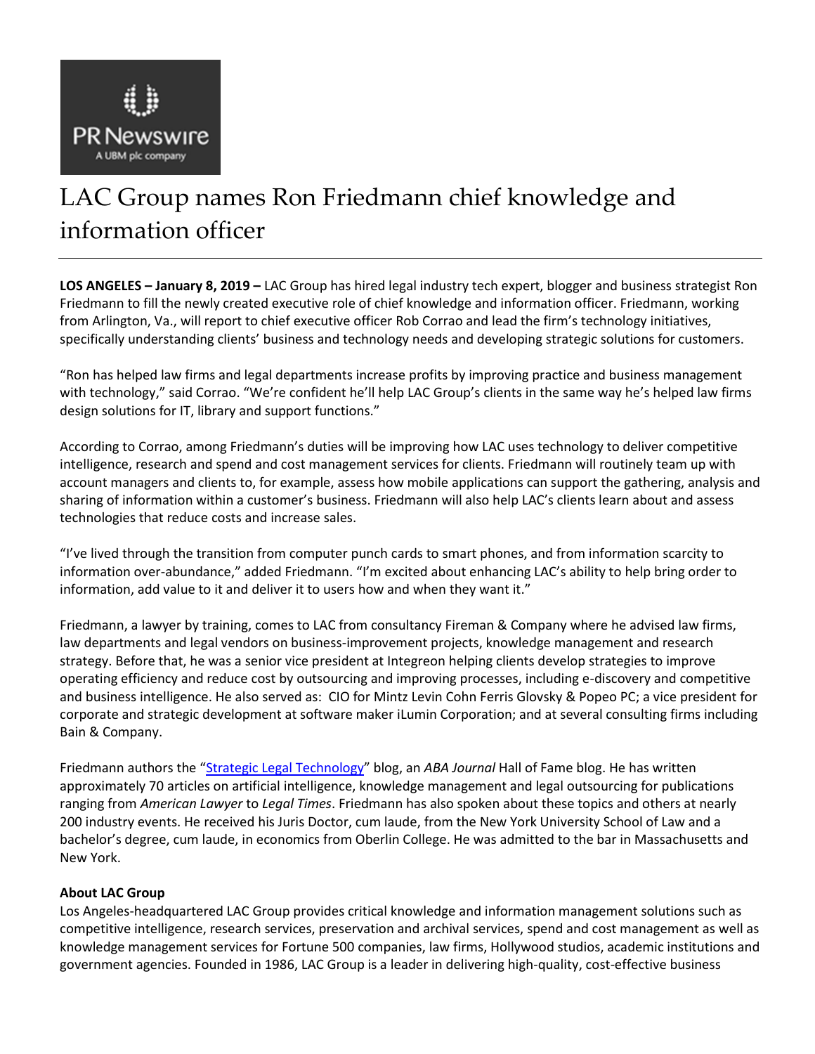# LAC Group names Ron Friedmann chief knowledge and information officer

**LOS ANGELES – January 8, 2019 –** LAC Group has hired legal industry tech expert, blogger and business strategist Ron Friedmann to fill the newly created executive role of chief knowledge and information officer. Friedmann, working from Arlington, Va., will report to chief executive officer Rob Corrao and lead the firm's technology initiatives, specifically understanding clients' business and technology needs and developing strategic solutions for customers.

"Ron has helped law firms and legal departments increase profits by improving practice and business management with technology," said Corrao. "We're confident he'll help LAC Group's clients in the same way he's helped law firms design solutions for IT, library and support functions."

According to Corrao, among Friedmann's duties will be improving how LAC uses technology to deliver competitive intelligence, research and spend and cost management services for clients. Friedmann will routinely team up with account managers and clients to, for example, assess how mobile applications can support the gathering, analysis and sharing of information within a customer's business. Friedmann will also help LAC's clients learn about and assess technologies that reduce costs and increase sales.

"I've lived through the transition from computer punch cards to smart phones, and from information scarcity to information over-abundance," added Friedmann. "I'm excited about enhancing LAC's ability to help bring order to information, add value to it and deliver it to users how and when they want it."

Friedmann, a lawyer by training, comes to LAC from consultancy Fireman & Company where he advised law firms, law departments and legal vendors on business-improvement projects, knowledge management and research strategy. Before that, he was a senior vice president at Integreon helping clients develop strategies to improve operating efficiency and reduce cost by outsourcing and improving processes, including e-discovery and competitive and business intelligence. He also served as: CIO for Mintz Levin Cohn Ferris Glovsky & Popeo PC; a vice president for corporate and strategic development at software maker iLumin Corporation; and at several consulting firms including Bain & Company.

Friedmann authors the "Strategic Legal Technology" blog, an *ABA Journal* Hall of Fame blog. He has written approximately 70 articles on artificial intelligence, knowledge management and legal outsourcing for publications ranging from *American Lawyer* to *Legal Times*. Friedmann has also spoken about these topics and others at nearly 200 industry events. He received his Juris Doctor, cum laude, from the New York University School of Law and a bachelor's degree, cum laude, in economics from Oberlin College. He was admitted to the bar in Massachusetts and New York.

**About LAC Group**

Los Angeles-headquartered LAC Group provides critical knowledge and information management solutions such as competitive intelligence, research services, preservation and archival services, spend and cost management as well as knowledge management services for Fortune 500 companies, law firms, Hollywood studios, academic institutions and government agencies. Founded in 1986, LAC Group is a leader in delivering high-quality, cost-effective business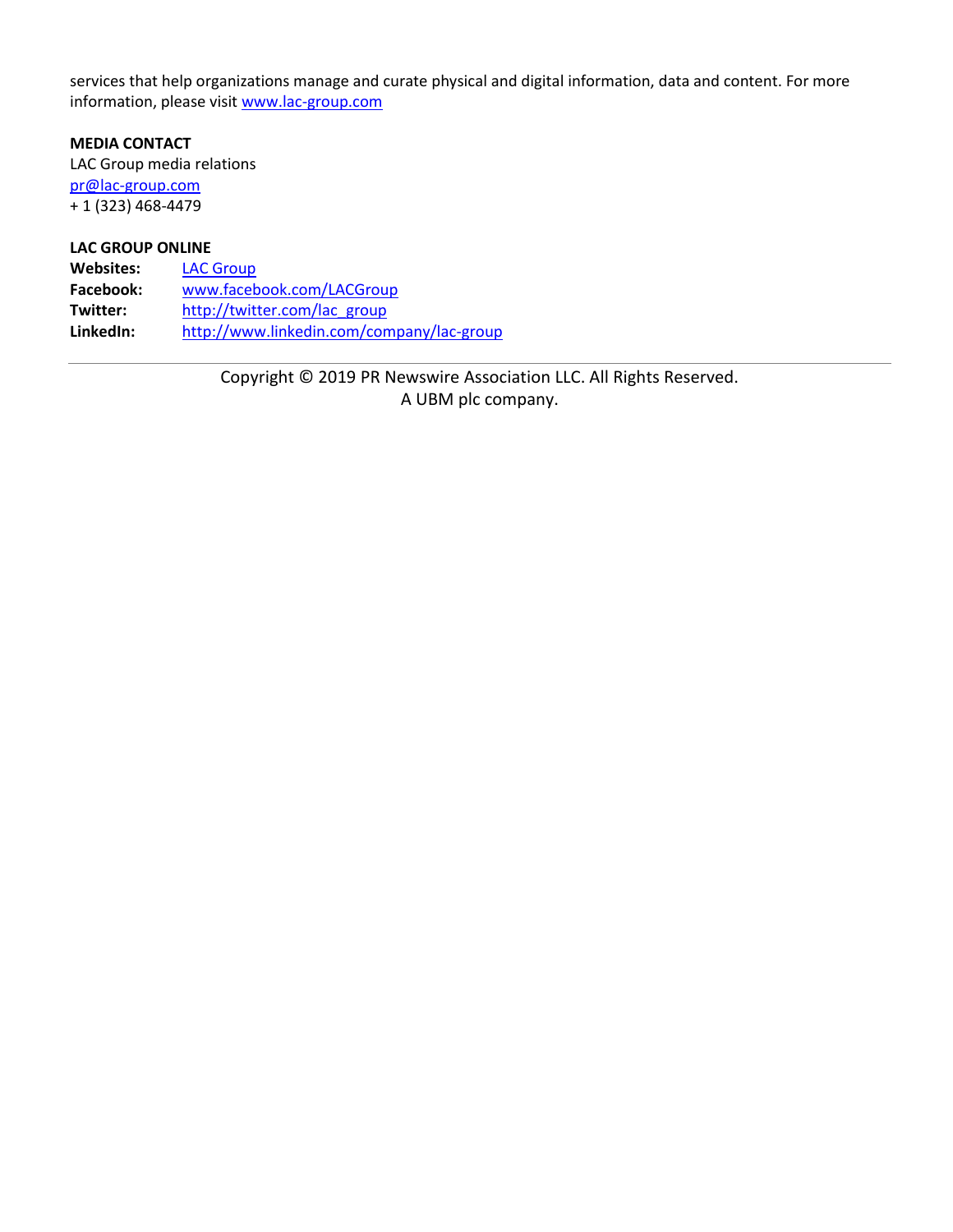services that help organizations manage and curate physical and digital information, data and content. For more information, please visit www.lac-group.com

**MEDIA CONTACT**
LAC Group media relations
pr@lac-group.com
+ 1 (323) 468-4479

**LAC GROUP ONLINE**

| | |
|---|---|
| **Websites:** | LAC Group |
| **Facebook:** | www.facebook.com/LACGroup |
| **Twitter:** | http://twitter.com/lac_group |
| **LinkedIn:** | http://www.linkedin.com/company/lac-group |

---

Copyright © 2019 PR Newswire Association LLC. All Rights Reserved.
A UBM plc company.